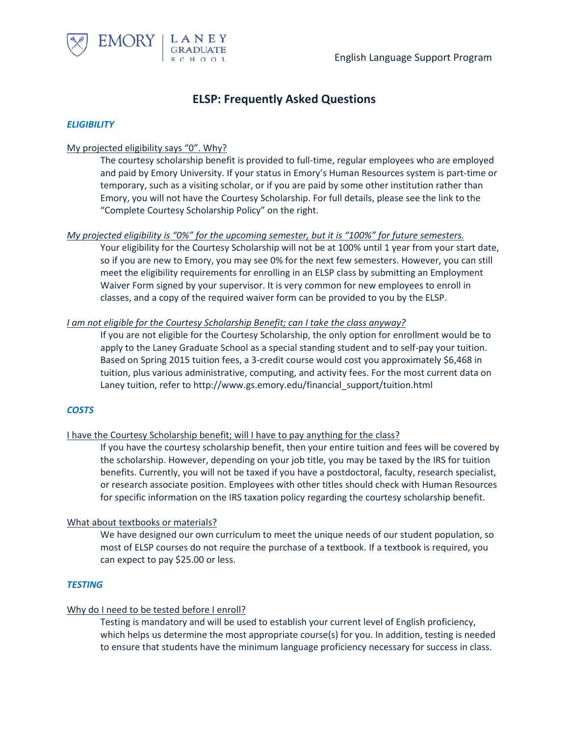English Language Support Program

# ELSP: Frequently Asked Questions

## *ELIGIBILITY*

### My projected eligibility says "0". Why?

The courtesy scholarship benefit is provided to full-time, regular employees who are employed and paid by Emory University. If your status in Emory's Human Resources system is part-time or temporary, such as a visiting scholar, or if you are paid by some other institution rather than Emory, you will not have the Courtesy Scholarship. For full details, please see the link to the "Complete Courtesy Scholarship Policy" on the right.

### *My projected eligibility is "0%" for the upcoming semester, but it is "100%" for future semesters.*

Your eligibility for the Courtesy Scholarship will not be at 100% until 1 year from your start date, so if you are new to Emory, you may see 0% for the next few semesters. However, you can still meet the eligibility requirements for enrolling in an ELSP class by submitting an Employment Waiver Form signed by your supervisor. It is very common for new employees to enroll in classes, and a copy of the required waiver form can be provided to you by the ELSP.

### *I am not eligible for the Courtesy Scholarship Benefit; can I take the class anyway?*

If you are not eligible for the Courtesy Scholarship, the only option for enrollment would be to apply to the Laney Graduate School as a special standing student and to self-pay your tuition. Based on Spring 2015 tuition fees, a 3-credit course would cost you approximately $6,468 in tuition, plus various administrative, computing, and activity fees. For the most current data on Laney tuition, refer to http://www.gs.emory.edu/financial_support/tuition.html

## *COSTS*

### I have the Courtesy Scholarship benefit; will I have to pay anything for the class?

If you have the courtesy scholarship benefit, then your entire tuition and fees will be covered by the scholarship. However, depending on your job title, you may be taxed by the IRS for tuition benefits. Currently, you will not be taxed if you have a postdoctoral, faculty, research specialist, or research associate position. Employees with other titles should check with Human Resources for specific information on the IRS taxation policy regarding the courtesy scholarship benefit.

### What about textbooks or materials?

We have designed our own curriculum to meet the unique needs of our student population, so most of ELSP courses do not require the purchase of a textbook. If a textbook is required, you can expect to pay $25.00 or less.

## *TESTING*

### Why do I need to be tested before I enroll?

Testing is mandatory and will be used to establish your current level of English proficiency, which helps us determine the most appropriate course(s) for you. In addition, testing is needed to ensure that students have the minimum language proficiency necessary for success in class.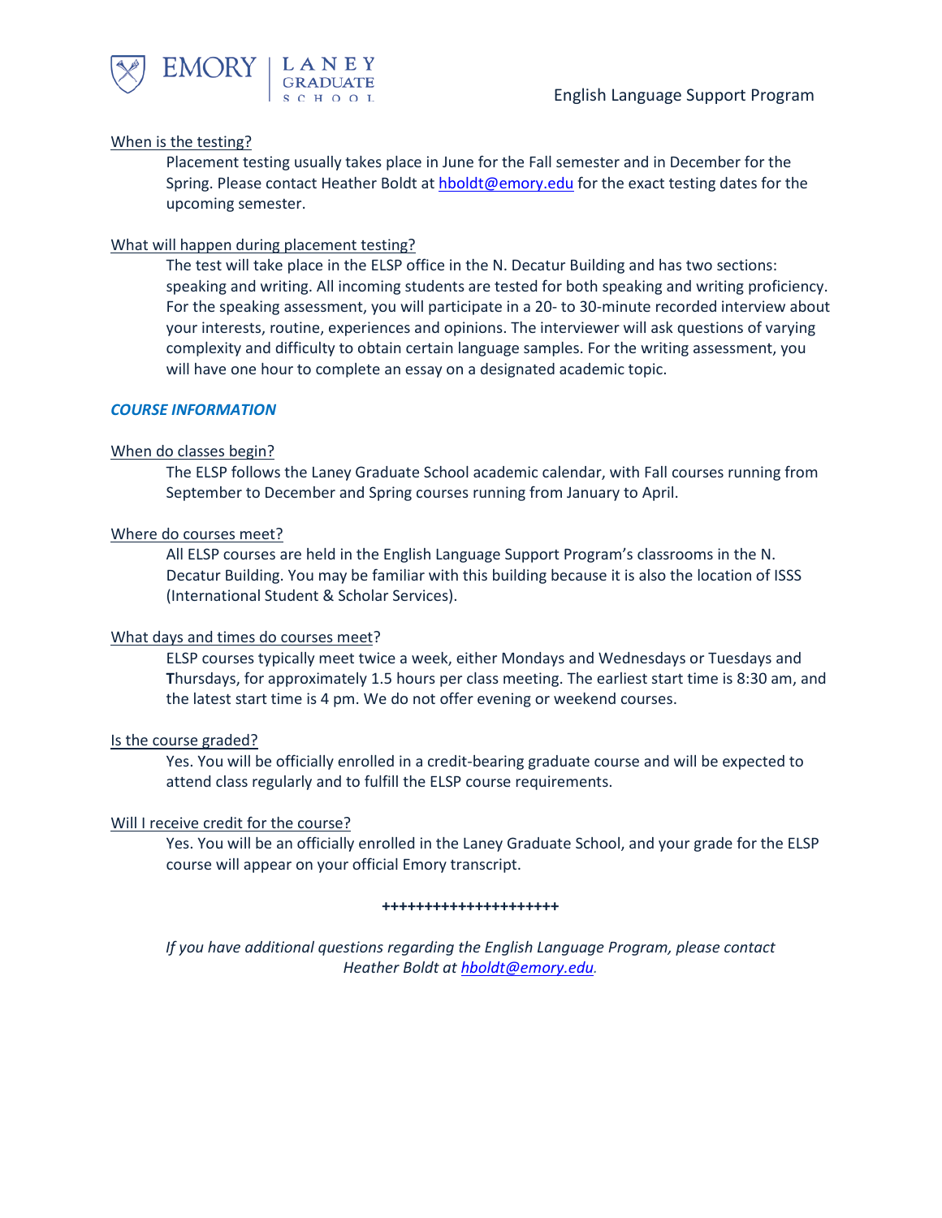When is the testing?

Placement testing usually takes place in June for the Fall semester and in December for the Spring. Please contact Heather Boldt at [hboldt@emory.edu](mailto:hboldt@emory.edu) for the exact testing dates for the upcoming semester.

What will happen during placement testing?

The test will take place in the ELSP office in the N. Decatur Building and has two sections: speaking and writing. All incoming students are tested for both speaking and writing proficiency. For the speaking assessment, you will participate in a 20- to 30-minute recorded interview about your interests, routine, experiences and opinions. The interviewer will ask questions of varying complexity and difficulty to obtain certain language samples. For the writing assessment, you will have one hour to complete an essay on a designated academic topic.

***COURSE INFORMATION***

When do classes begin?

The ELSP follows the Laney Graduate School academic calendar, with Fall courses running from September to December and Spring courses running from January to April.

Where do courses meet?

All ELSP courses are held in the English Language Support Program's classrooms in the N. Decatur Building. You may be familiar with this building because it is also the location of ISSS (International Student & Scholar Services).

What days and times do courses meet?

ELSP courses typically meet twice a week, either Mondays and Wednesdays or Tuesdays and **T**hursdays, for approximately 1.5 hours per class meeting. The earliest start time is 8:30 am, and the latest start time is 4 pm. We do not offer evening or weekend courses.

Is the course graded?

Yes. You will be officially enrolled in a credit-bearing graduate course and will be expected to attend class regularly and to fulfill the ELSP course requirements.

Will I receive credit for the course?

Yes. You will be an officially enrolled in the Laney Graduate School, and your grade for the ELSP course will appear on your official Emory transcript.

++++++++++++++++++++

*If you have additional questions regarding the English Language Program, please contact Heather Boldt at [hboldt@emory.edu](mailto:hboldt@emory.edu).*